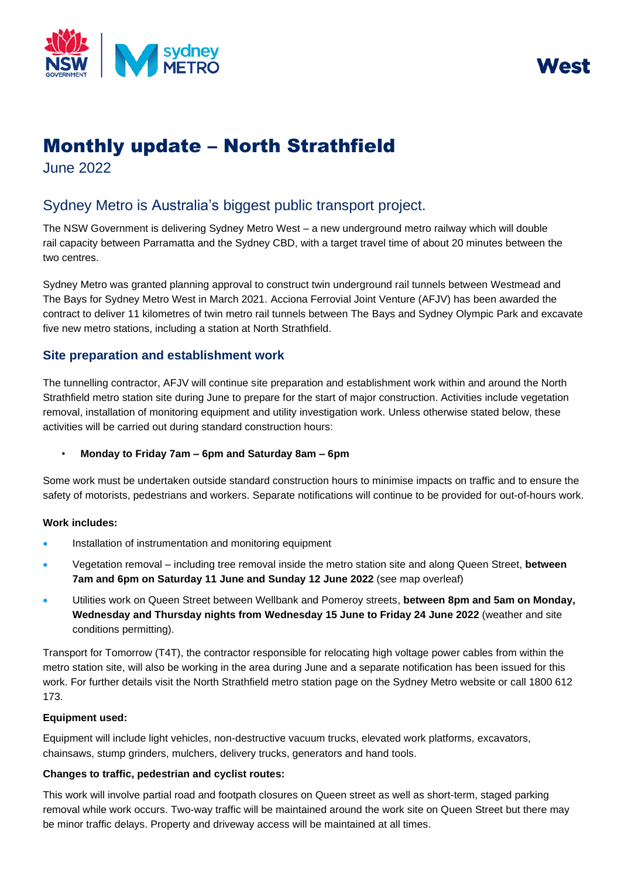West

# Monthly update – North Strathfield

June 2022

## Sydney Metro is Australia's biggest public transport project.

The NSW Government is delivering Sydney Metro West – a new underground metro railway which will double rail capacity between Parramatta and the Sydney CBD, with a target travel time of about 20 minutes between the two centres.

Sydney Metro was granted planning approval to construct twin underground rail tunnels between Westmead and The Bays for Sydney Metro West in March 2021. Acciona Ferrovial Joint Venture (AFJV) has been awarded the contract to deliver 11 kilometres of twin metro rail tunnels between The Bays and Sydney Olympic Park and excavate five new metro stations, including a station at North Strathfield.

### Site preparation and establishment work

The tunnelling contractor, AFJV will continue site preparation and establishment work within and around the North Strathfield metro station site during June to prepare for the start of major construction. Activities include vegetation removal, installation of monitoring equipment and utility investigation work. Unless otherwise stated below, these activities will be carried out during standard construction hours:

- **Monday to Friday 7am – 6pm and Saturday 8am – 6pm**

Some work must be undertaken outside standard construction hours to minimise impacts on traffic and to ensure the safety of motorists, pedestrians and workers. Separate notifications will continue to be provided for out-of-hours work.

**Work includes:**

- Installation of instrumentation and monitoring equipment
- Vegetation removal – including tree removal inside the metro station site and along Queen Street, **between 7am and 6pm on Saturday 11 June and Sunday 12 June 2022** (see map overleaf)
- Utilities work on Queen Street between Wellbank and Pomeroy streets, **between 8pm and 5am on Monday, Wednesday and Thursday nights from Wednesday 15 June to Friday 24 June 2022** (weather and site conditions permitting).

Transport for Tomorrow (T4T), the contractor responsible for relocating high voltage power cables from within the metro station site, will also be working in the area during June and a separate notification has been issued for this work. For further details visit the North Strathfield metro station page on the Sydney Metro website or call 1800 612 173.

**Equipment used:**

Equipment will include light vehicles, non-destructive vacuum trucks, elevated work platforms, excavators, chainsaws, stump grinders, mulchers, delivery trucks, generators and hand tools.

**Changes to traffic, pedestrian and cyclist routes:**

This work will involve partial road and footpath closures on Queen street as well as short-term, staged parking removal while work occurs. Two-way traffic will be maintained around the work site on Queen Street but there may be minor traffic delays. Property and driveway access will be maintained at all times.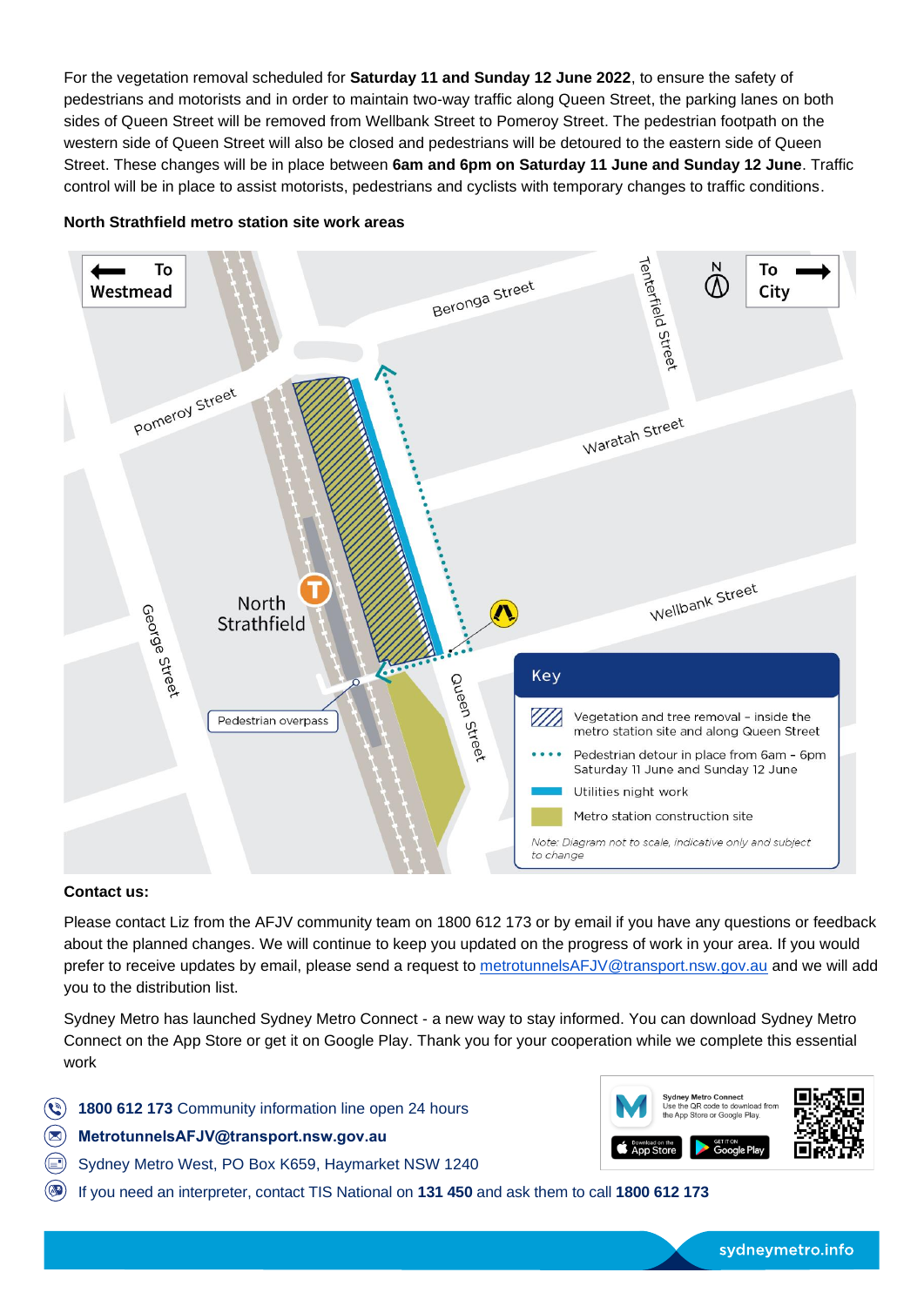For the vegetation removal scheduled for **Saturday 11 and Sunday 12 June 2022**, to ensure the safety of pedestrians and motorists and in order to maintain two-way traffic along Queen Street, the parking lanes on both sides of Queen Street will be removed from Wellbank Street to Pomeroy Street. The pedestrian footpath on the western side of Queen Street will also be closed and pedestrians will be detoured to the eastern side of Queen Street. These changes will be in place between **6am and 6pm on Saturday 11 June and Sunday 12 June**. Traffic control will be in place to assist motorists, pedestrians and cyclists with temporary changes to traffic conditions.

**North Strathfield metro station site work areas**

To Westmead

To City

N

Beronga Street

Tenterfield Street

Pomeroy Street

Waratah Street

Wellbank Street

George Street

Queen Street

North Strathfield

Pedestrian overpass

Key

Vegetation and tree removal – inside the metro station site and along Queen Street

Pedestrian detour in place from 6am – 6pm Saturday 11 June and Sunday 12 June

Utilities night work

Metro station construction site

*Note: Diagram not to scale, indicative only and subject to change*

**Contact us:**

Please contact Liz from the AFJV community team on 1800 612 173 or by email if you have any questions or feedback about the planned changes. We will continue to keep you updated on the progress of work in your area. If you would prefer to receive updates by email, please send a request to metrotunnelsAFJV@transport.nsw.gov.au and we will add you to the distribution list.

Sydney Metro has launched Sydney Metro Connect - a new way to stay informed. You can download Sydney Metro Connect on the App Store or get it on Google Play. Thank you for your cooperation while we complete this essential work

**1800 612 173** Community information line open 24 hours

**MetrotunnelsAFJV@transport.nsw.gov.au**

Sydney Metro West, PO Box K659, Haymarket NSW 1240

If you need an interpreter, contact TIS National on **131 450** and ask them to call **1800 612 173**

Sydney Metro Connect
Use the QR code to download from the App Store or Google Play.

Download on the App Store

GET IT ON Google Play

sydneymetro.info